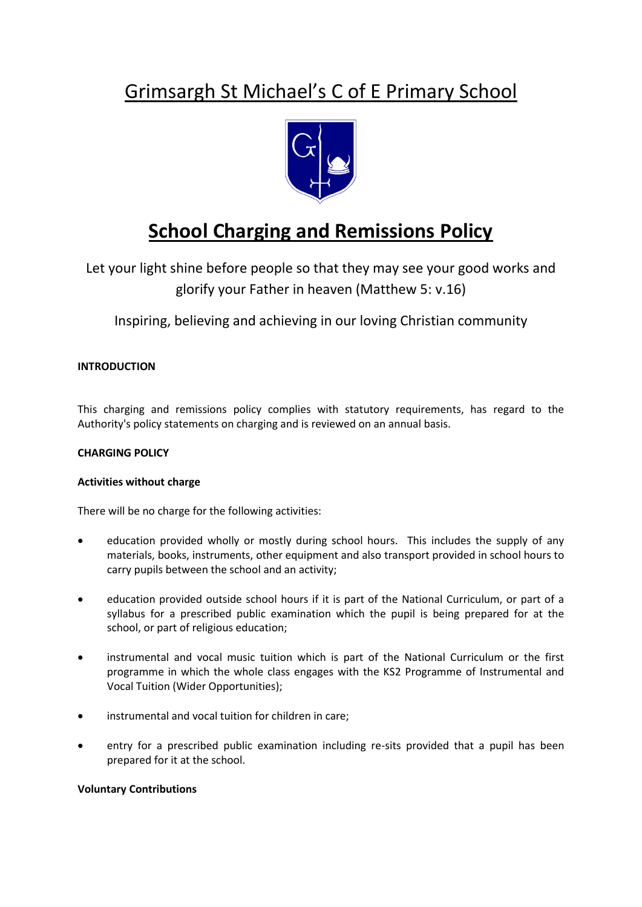# Grimsargh St Michael's C of E Primary School

## School Charging and Remissions Policy

Let your light shine before people so that they may see your good works and glorify your Father in heaven (Matthew 5: v.16)

Inspiring, believing and achieving in our loving Christian community

**INTRODUCTION**

This charging and remissions policy complies with statutory requirements, has regard to the Authority's policy statements on charging and is reviewed on an annual basis.

**CHARGING POLICY**

**Activities without charge**

There will be no charge for the following activities:

- education provided wholly or mostly during school hours. This includes the supply of any materials, books, instruments, other equipment and also transport provided in school hours to carry pupils between the school and an activity;
- education provided outside school hours if it is part of the National Curriculum, or part of a syllabus for a prescribed public examination which the pupil is being prepared for at the school, or part of religious education;
- instrumental and vocal music tuition which is part of the National Curriculum or the first programme in which the whole class engages with the KS2 Programme of Instrumental and Vocal Tuition (Wider Opportunities);
- instrumental and vocal tuition for children in care;
- entry for a prescribed public examination including re-sits provided that a pupil has been prepared for it at the school.

**Voluntary Contributions**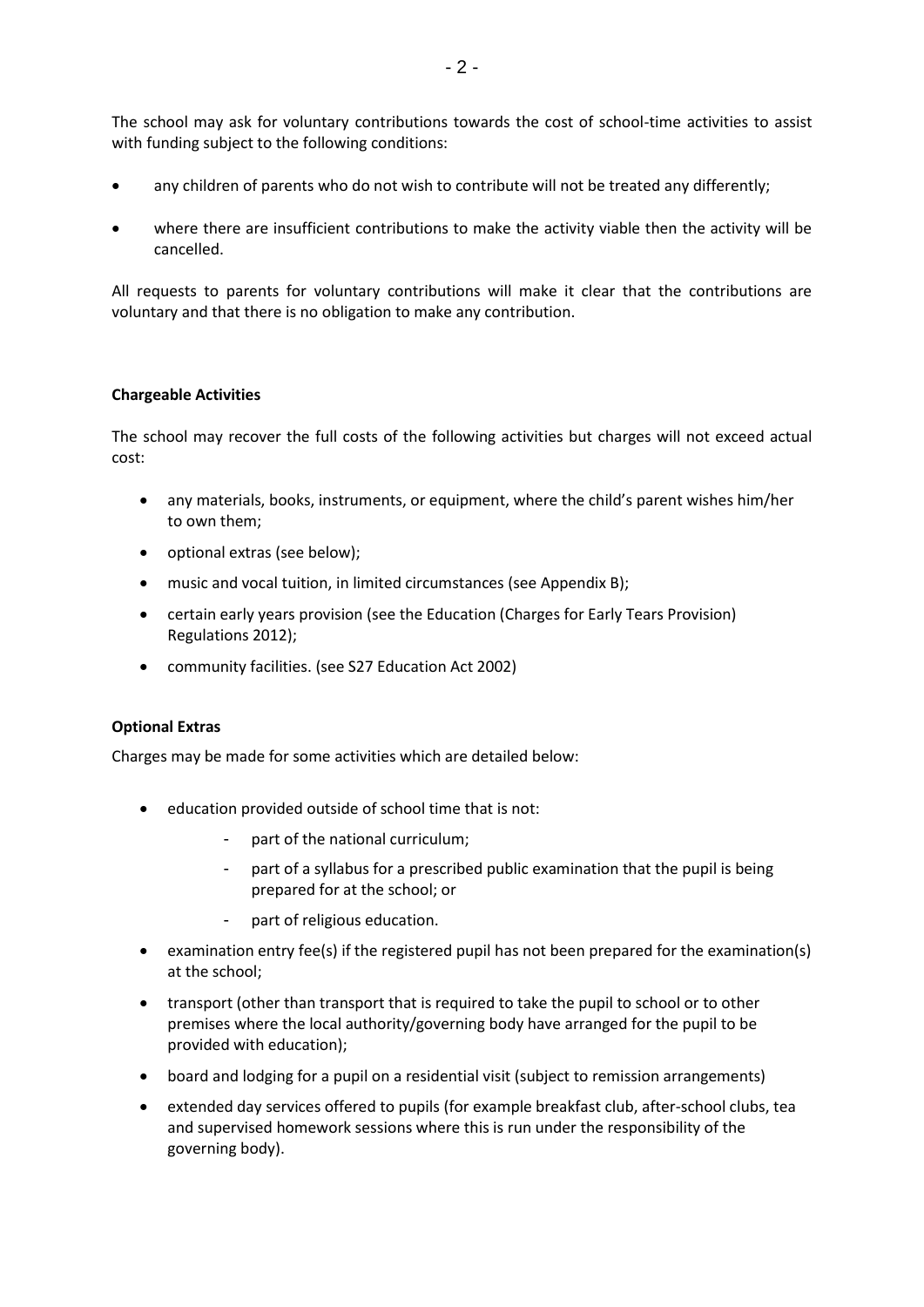The school may ask for voluntary contributions towards the cost of school-time activities to assist with funding subject to the following conditions:

- any children of parents who do not wish to contribute will not be treated any differently;
- where there are insufficient contributions to make the activity viable then the activity will be cancelled.

All requests to parents for voluntary contributions will make it clear that the contributions are voluntary and that there is no obligation to make any contribution.

**Chargeable Activities**

The school may recover the full costs of the following activities but charges will not exceed actual cost:

- any materials, books, instruments, or equipment, where the child's parent wishes him/her to own them;
- optional extras (see below);
- music and vocal tuition, in limited circumstances (see Appendix B);
- certain early years provision (see the Education (Charges for Early Tears Provision) Regulations 2012);
- community facilities. (see S27 Education Act 2002)

**Optional Extras**

Charges may be made for some activities which are detailed below:

- education provided outside of school time that is not:
  - part of the national curriculum;
  - part of a syllabus for a prescribed public examination that the pupil is being prepared for at the school; or
  - part of religious education.
- examination entry fee(s) if the registered pupil has not been prepared for the examination(s) at the school;
- transport (other than transport that is required to take the pupil to school or to other premises where the local authority/governing body have arranged for the pupil to be provided with education);
- board and lodging for a pupil on a residential visit (subject to remission arrangements)
- extended day services offered to pupils (for example breakfast club, after-school clubs, tea and supervised homework sessions where this is run under the responsibility of the governing body).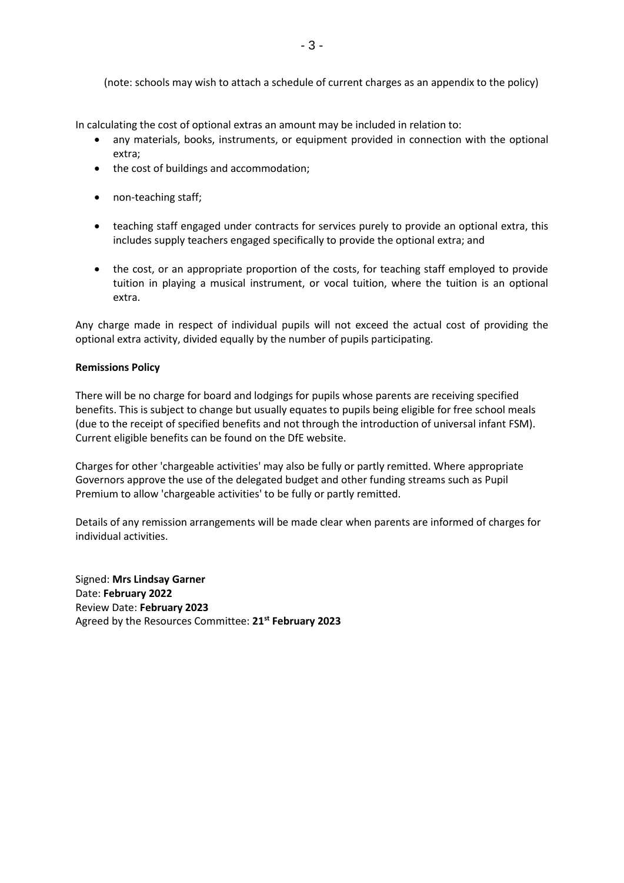(note: schools may wish to attach a schedule of current charges as an appendix to the policy)

In calculating the cost of optional extras an amount may be included in relation to:

- any materials, books, instruments, or equipment provided in connection with the optional extra;
- the cost of buildings and accommodation;
- non-teaching staff;
- teaching staff engaged under contracts for services purely to provide an optional extra, this includes supply teachers engaged specifically to provide the optional extra; and
- the cost, or an appropriate proportion of the costs, for teaching staff employed to provide tuition in playing a musical instrument, or vocal tuition, where the tuition is an optional extra.

Any charge made in respect of individual pupils will not exceed the actual cost of providing the optional extra activity, divided equally by the number of pupils participating.

**Remissions Policy**

There will be no charge for board and lodgings for pupils whose parents are receiving specified benefits. This is subject to change but usually equates to pupils being eligible for free school meals (due to the receipt of specified benefits and not through the introduction of universal infant FSM). Current eligible benefits can be found on the DfE website.

Charges for other 'chargeable activities' may also be fully or partly remitted. Where appropriate Governors approve the use of the delegated budget and other funding streams such as Pupil Premium to allow 'chargeable activities' to be fully or partly remitted.

Details of any remission arrangements will be made clear when parents are informed of charges for individual activities.

Signed: **Mrs Lindsay Garner**
Date: **February 2022**
Review Date: **February 2023**
Agreed by the Resources Committee: **21st February 2023**